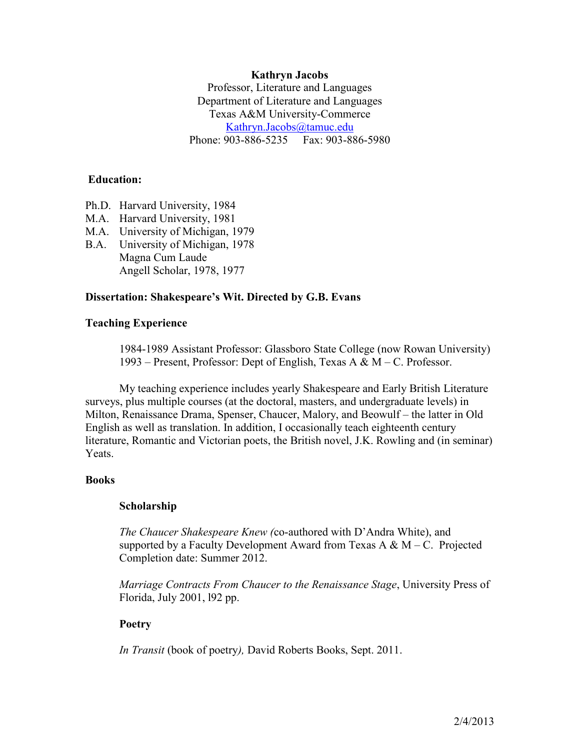**Kathryn Jacobs**
Professor, Literature and Languages
Department of Literature and Languages
Texas A&M University-Commerce
[Kathryn.Jacobs@tamuc.edu](mailto:Kathryn.Jacobs@tamuc.edu)
Phone: 903-886-5235 Fax: 903-886-5980

## Education:

Ph.D. Harvard University, 1984
M.A. Harvard University, 1981
M.A. University of Michigan, 1979
B.A. University of Michigan, 1978
Magna Cum Laude
Angell Scholar, 1978, 1977

**Dissertation: Shakespeare's Wit. Directed by G.B. Evans**

## Teaching Experience

1984-1989 Assistant Professor: Glassboro State College (now Rowan University)
1993 – Present, Professor: Dept of English, Texas A & M – C. Professor.

My teaching experience includes yearly Shakespeare and Early British Literature surveys, plus multiple courses (at the doctoral, masters, and undergraduate levels) in Milton, Renaissance Drama, Spenser, Chaucer, Malory, and Beowulf – the latter in Old English as well as translation. In addition, I occasionally teach eighteenth century literature, Romantic and Victorian poets, the British novel, J.K. Rowling and (in seminar) Yeats.

## Books

### Scholarship

*The Chaucer Shakespeare Knew (*co-authored with D'Andra White), and supported by a Faculty Development Award from Texas A & M – C. Projected Completion date: Summer 2012.

*Marriage Contracts From Chaucer to the Renaissance Stage*, University Press of Florida, July 2001, l92 pp.

### Poetry

*In Transit* (book of poetry*),* David Roberts Books, Sept. 2011.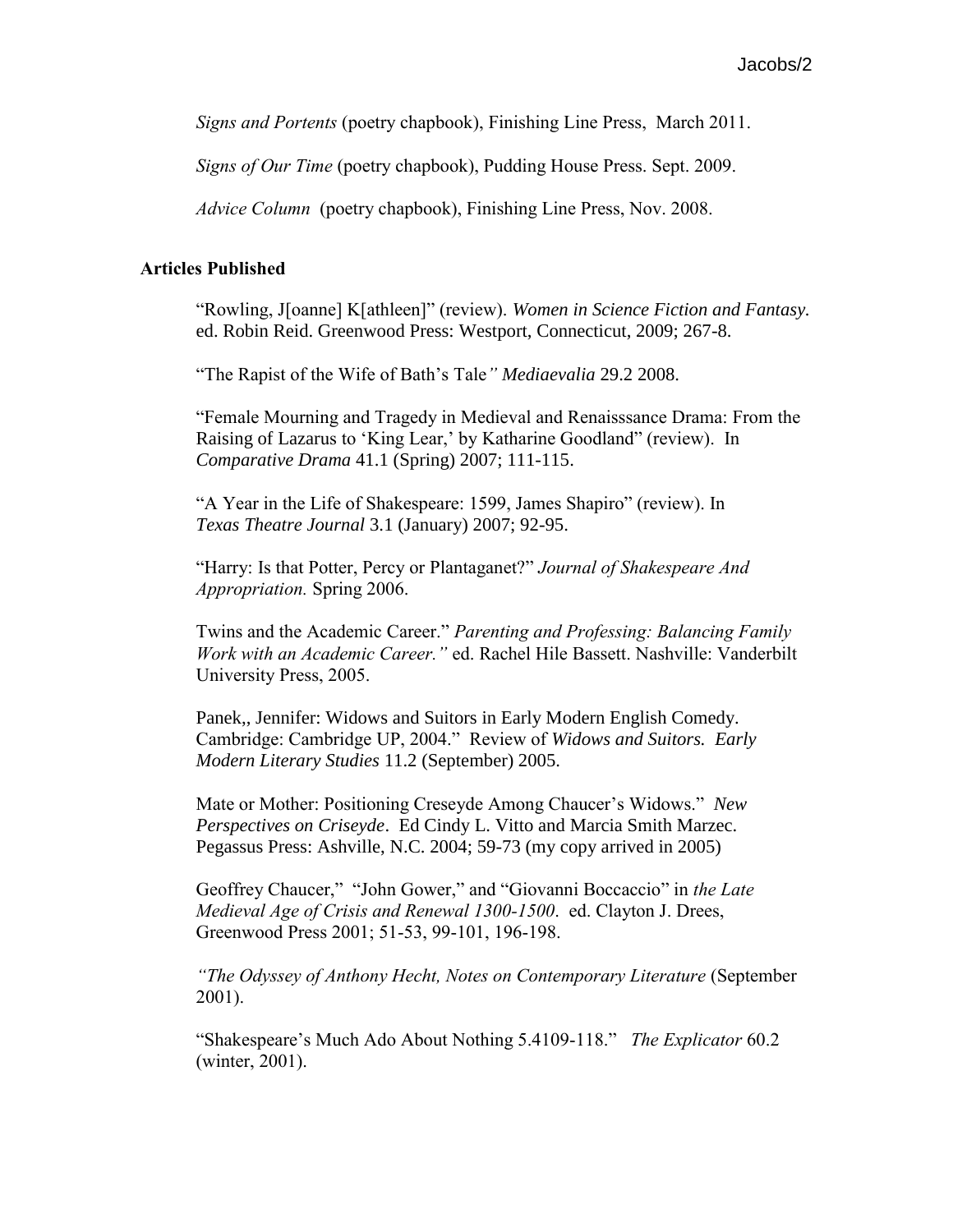*Signs and Portents* (poetry chapbook), Finishing Line Press, March 2011.

*Signs of Our Time* (poetry chapbook), Pudding House Press. Sept. 2009.

*Advice Column* (poetry chapbook), Finishing Line Press, Nov. 2008.

### Articles Published

"Rowling, J[oanne] K[athleen]" (review). *Women in Science Fiction and Fantasy.* ed. Robin Reid. Greenwood Press: Westport, Connecticut, 2009; 267-8.

"The Rapist of the Wife of Bath's Tale*" Mediaevalia* 29.2 2008.

"Female Mourning and Tragedy in Medieval and Renaisssance Drama: From the Raising of Lazarus to 'King Lear,' by Katharine Goodland" (review). In *Comparative Drama* 41.1 (Spring) 2007; 111-115.

"A Year in the Life of Shakespeare: 1599, James Shapiro" (review). In *Texas Theatre Journal* 3.1 (January) 2007; 92-95.

"Harry: Is that Potter, Percy or Plantaganet?" *Journal of Shakespeare And Appropriation.* Spring 2006.

Twins and the Academic Career." *Parenting and Professing: Balancing Family Work with an Academic Career."* ed. Rachel Hile Bassett. Nashville: Vanderbilt University Press, 2005.

Panek,, Jennifer: Widows and Suitors in Early Modern English Comedy. Cambridge: Cambridge UP, 2004." Review of *Widows and Suitors. Early Modern Literary Studies* 11.2 (September) 2005.

Mate or Mother: Positioning Creseyde Among Chaucer's Widows." *New Perspectives on Criseyde*. Ed Cindy L. Vitto and Marcia Smith Marzec. Pegassus Press: Ashville, N.C. 2004; 59-73 (my copy arrived in 2005)

Geoffrey Chaucer," "John Gower," and "Giovanni Boccaccio" in *the Late Medieval Age of Crisis and Renewal 1300-1500*. ed. Clayton J. Drees, Greenwood Press 2001; 51-53, 99-101, 196-198.

*"The Odyssey of Anthony Hecht, Notes on Contemporary Literature* (September 2001).

"Shakespeare's Much Ado About Nothing 5.4109-118." *The Explicator* 60.2 (winter, 2001).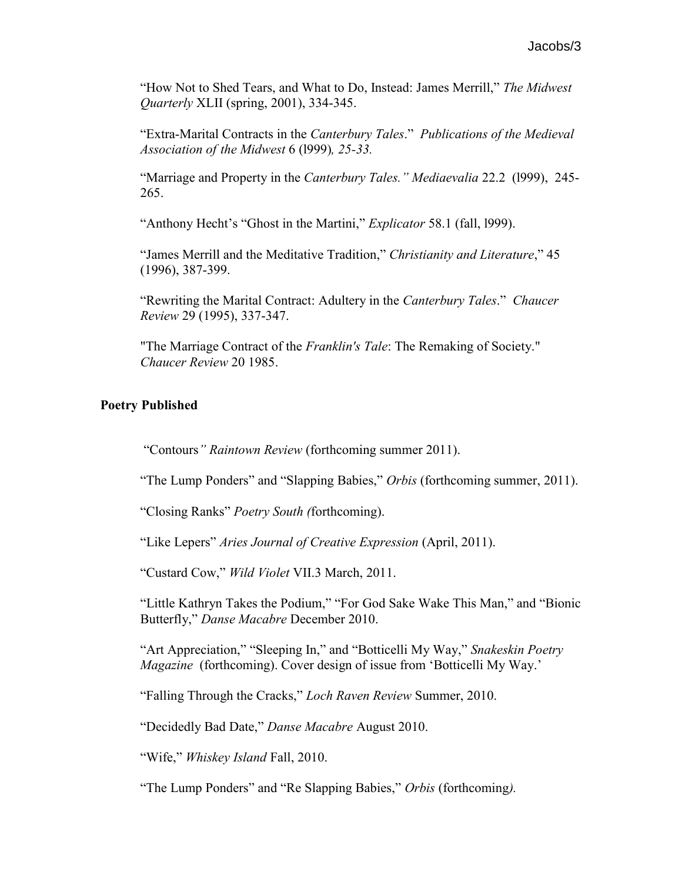"How Not to Shed Tears, and What to Do, Instead: James Merrill," *The Midwest Quarterly* XLII (spring, 2001), 334-345.

"Extra-Marital Contracts in the *Canterbury Tales*." *Publications of the Medieval Association of the Midwest* 6 (l999)*, 25-33.*

"Marriage and Property in the *Canterbury Tales." Mediaevalia* 22.2 (l999), 245-265.

"Anthony Hecht's "Ghost in the Martini," *Explicator* 58.1 (fall, l999).

"James Merrill and the Meditative Tradition," *Christianity and Literature*," 45 (1996), 387-399.

"Rewriting the Marital Contract: Adultery in the *Canterbury Tales*." *Chaucer Review* 29 (1995), 337-347.

"The Marriage Contract of the *Franklin's Tale*: The Remaking of Society." *Chaucer Review* 20 1985.

**Poetry Published**

"Contours*" Raintown Review* (forthcoming summer 2011).

"The Lump Ponders" and "Slapping Babies," *Orbis* (forthcoming summer, 2011).

"Closing Ranks" *Poetry South (*forthcoming).

"Like Lepers" *Aries Journal of Creative Expression* (April, 2011).

"Custard Cow," *Wild Violet* VII.3 March, 2011.

"Little Kathryn Takes the Podium," "For God Sake Wake This Man," and "Bionic Butterfly," *Danse Macabre* December 2010.

"Art Appreciation," "Sleeping In," and "Botticelli My Way," *Snakeskin Poetry Magazine* (forthcoming). Cover design of issue from 'Botticelli My Way.'

"Falling Through the Cracks," *Loch Raven Review* Summer, 2010.

"Decidedly Bad Date," *Danse Macabre* August 2010.

"Wife," *Whiskey Island* Fall, 2010.

"The Lump Ponders" and "Re Slapping Babies," *Orbis* (forthcoming*).*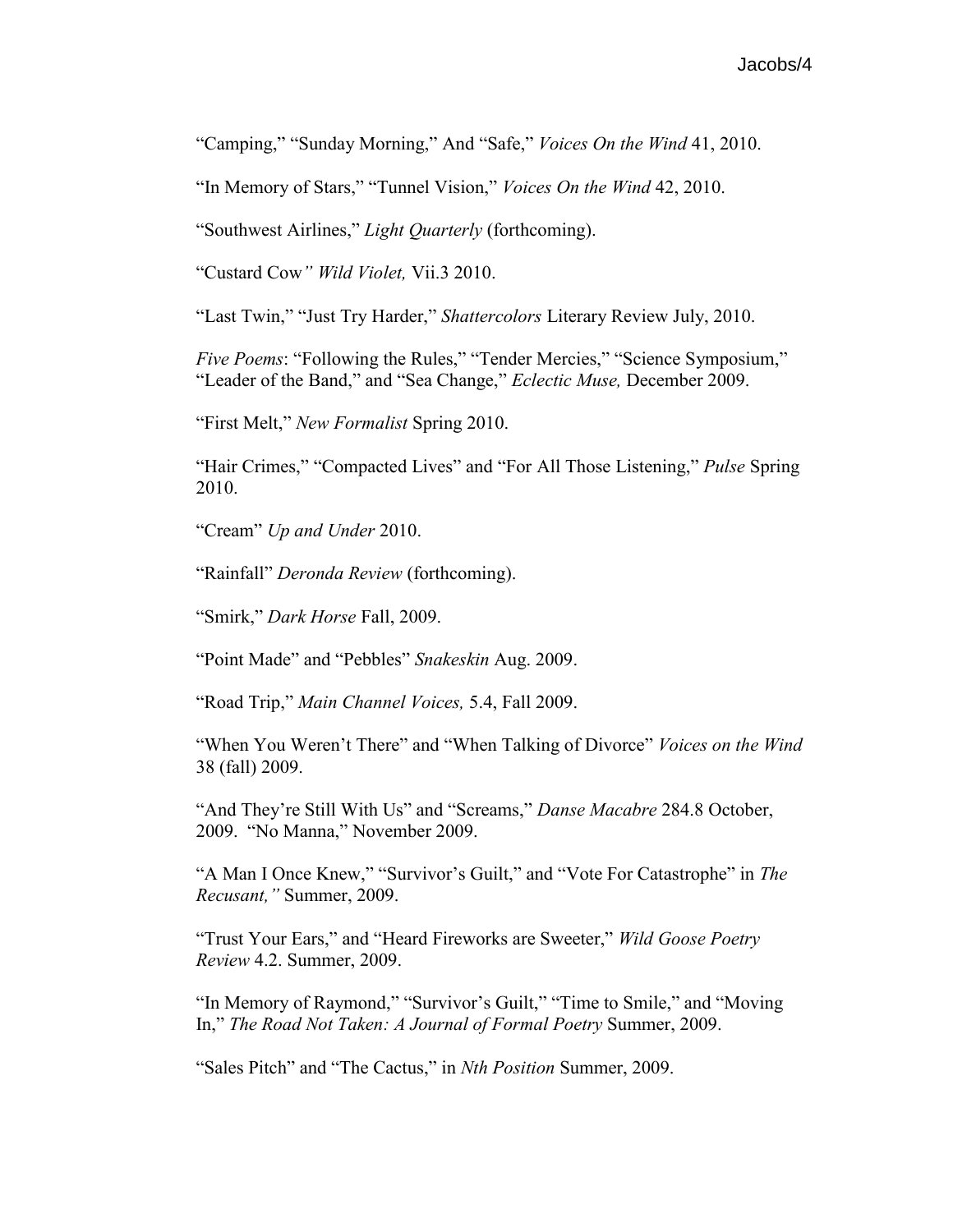“Camping,” “Sunday Morning,” And “Safe,” *Voices On the Wind* 41, 2010.

“In Memory of Stars,” “Tunnel Vision,” *Voices On the Wind* 42, 2010.

“Southwest Airlines,” *Light Quarterly* (forthcoming).

“Custard Cow*” Wild Violet,* Vii.3 2010.

“Last Twin,” “Just Try Harder,” *Shattercolors* Literary Review July, 2010.

*Five Poems*: “Following the Rules,” “Tender Mercies,” “Science Symposium,” “Leader of the Band,” and “Sea Change,” *Eclectic Muse,* December 2009.

“First Melt,” *New Formalist* Spring 2010.

“Hair Crimes,” “Compacted Lives” and “For All Those Listening,” *Pulse* Spring 2010.

“Cream” *Up and Under* 2010.

“Rainfall” *Deronda Review* (forthcoming).

“Smirk,” *Dark Horse* Fall, 2009.

“Point Made” and “Pebbles” *Snakeskin* Aug. 2009.

“Road Trip,” *Main Channel Voices,* 5.4, Fall 2009.

“When You Weren’t There” and “When Talking of Divorce” *Voices on the Wind* 38 (fall) 2009.

“And They’re Still With Us” and “Screams,” *Danse Macabre* 284.8 October, 2009. “No Manna,” November 2009.

“A Man I Once Knew,” “Survivor’s Guilt,” and “Vote For Catastrophe” in *The Recusant,”* Summer, 2009.

“Trust Your Ears,” and “Heard Fireworks are Sweeter,” *Wild Goose Poetry Review* 4.2. Summer, 2009.

“In Memory of Raymond,” “Survivor’s Guilt,” “Time to Smile,” and “Moving In,” *The Road Not Taken: A Journal of Formal Poetry* Summer, 2009.

“Sales Pitch” and “The Cactus,” in *Nth Position* Summer, 2009.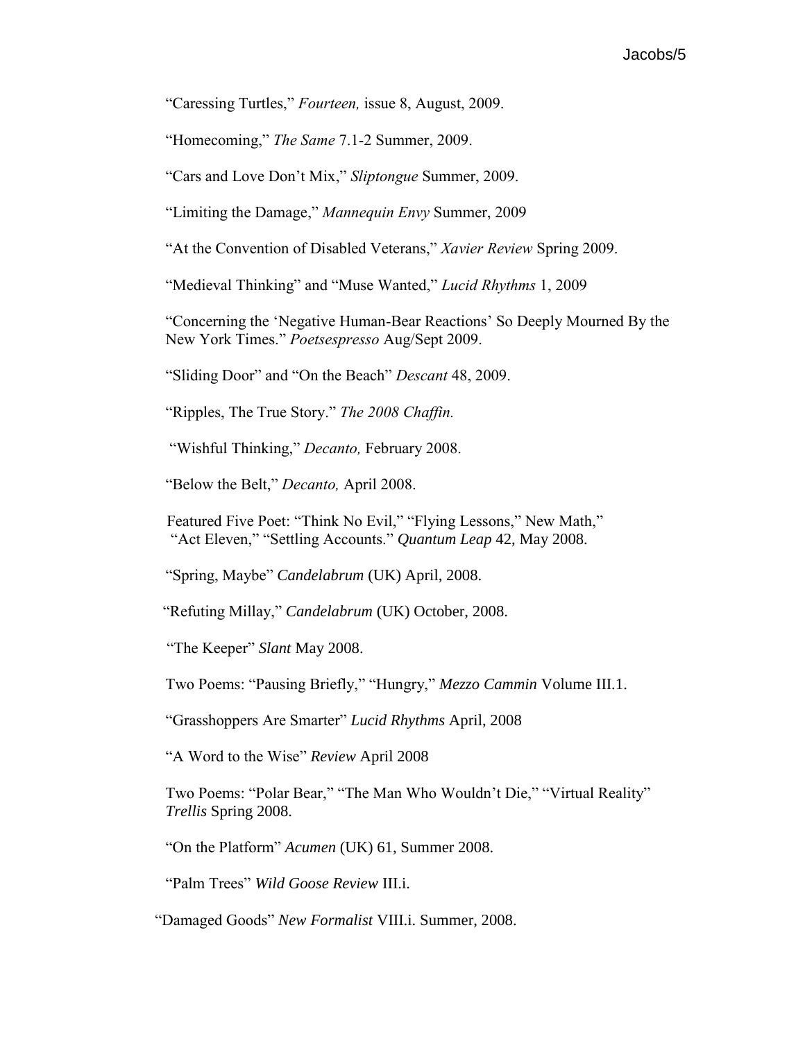"Caressing Turtles," *Fourteen,* issue 8, August, 2009.

"Homecoming," *The Same* 7.1-2 Summer, 2009.

"Cars and Love Don't Mix," *Sliptongue* Summer, 2009.

"Limiting the Damage," *Mannequin Envy* Summer, 2009

"At the Convention of Disabled Veterans," *Xavier Review* Spring 2009.

"Medieval Thinking" and "Muse Wanted," *Lucid Rhythms* 1, 2009

"Concerning the 'Negative Human-Bear Reactions' So Deeply Mourned By the New York Times." *Poetsespresso* Aug/Sept 2009.

"Sliding Door" and "On the Beach" *Descant* 48, 2009.

"Ripples, The True Story." *The 2008 Chaffin.*

"Wishful Thinking," *Decanto,* February 2008.

"Below the Belt," *Decanto,* April 2008.

Featured Five Poet: "Think No Evil," "Flying Lessons," New Math," "Act Eleven," "Settling Accounts." *Quantum Leap* 42, May 2008.

"Spring, Maybe" *Candelabrum* (UK) April, 2008.

"Refuting Millay," *Candelabrum* (UK) October, 2008.

"The Keeper" *Slant* May 2008.

Two Poems: "Pausing Briefly," "Hungry," *Mezzo Cammin* Volume III.1.

"Grasshoppers Are Smarter" *Lucid Rhythms* April, 2008

"A Word to the Wise" *Review* April 2008

Two Poems: "Polar Bear," "The Man Who Wouldn't Die," "Virtual Reality" *Trellis* Spring 2008.

"On the Platform" *Acumen* (UK) 61, Summer 2008.

"Palm Trees" *Wild Goose Review* III.i.

"Damaged Goods" *New Formalist* VIII.i. Summer, 2008.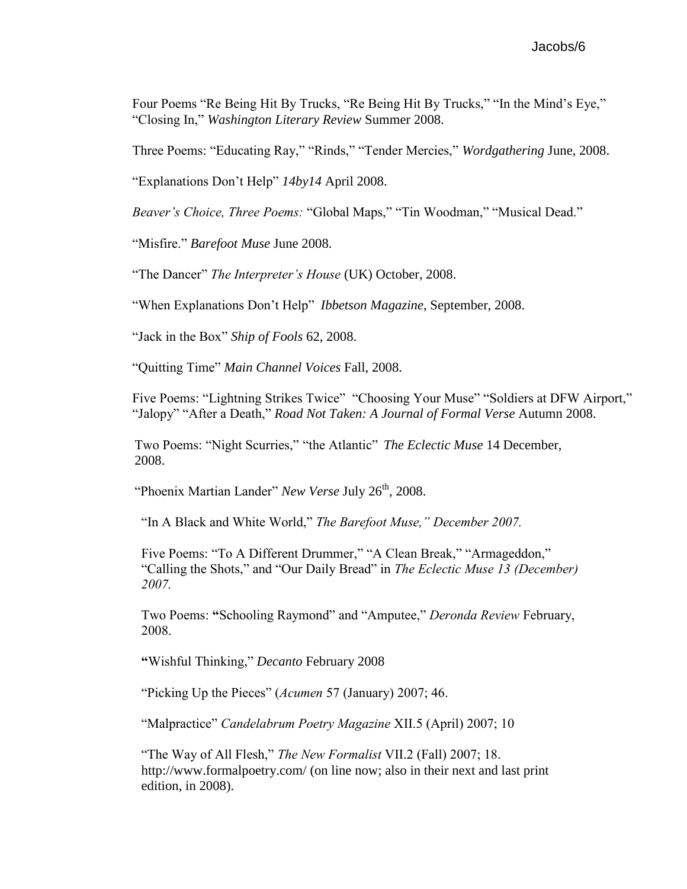Four Poems "Re Being Hit By Trucks, "Re Being Hit By Trucks," "In the Mind's Eye," "Closing In," *Washington Literary Review* Summer 2008.

Three Poems: "Educating Ray," "Rinds," "Tender Mercies," *Wordgathering* June, 2008.

"Explanations Don't Help" *14by14* April 2008.

*Beaver's Choice, Three Poems:* "Global Maps," "Tin Woodman," "Musical Dead."

"Misfire." *Barefoot Muse* June 2008.

"The Dancer" *The Interpreter's House* (UK) October, 2008.

"When Explanations Don't Help" *Ibbetson Magazine*, September, 2008.

"Jack in the Box" *Ship of Fools* 62, 2008.

"Quitting Time" *Main Channel Voices* Fall, 2008.

Five Poems: "Lightning Strikes Twice" "Choosing Your Muse" "Soldiers at DFW Airport," "Jalopy" "After a Death," *Road Not Taken: A Journal of Formal Verse* Autumn 2008.

Two Poems: "Night Scurries," "the Atlantic" *The Eclectic Muse* 14 December, 2008.

"Phoenix Martian Lander" *New Verse* July 26th, 2008.

"In A Black and White World," *The Barefoot Muse," December 2007.*

Five Poems: "To A Different Drummer," "A Clean Break," "Armageddon," "Calling the Shots," and "Our Daily Bread" in *The Eclectic Muse 13 (December) 2007.*

Two Poems: **"**Schooling Raymond" and "Amputee," *Deronda Review* February, 2008.

**"**Wishful Thinking," *Decanto* February 2008

"Picking Up the Pieces" (*Acumen* 57 (January) 2007; 46.

"Malpractice" *Candelabrum Poetry Magazine* XII.5 (April) 2007; 10

"The Way of All Flesh," *The New Formalist* VII.2 (Fall) 2007; 18. http://www.formalpoetry.com/ (on line now; also in their next and last print edition, in 2008).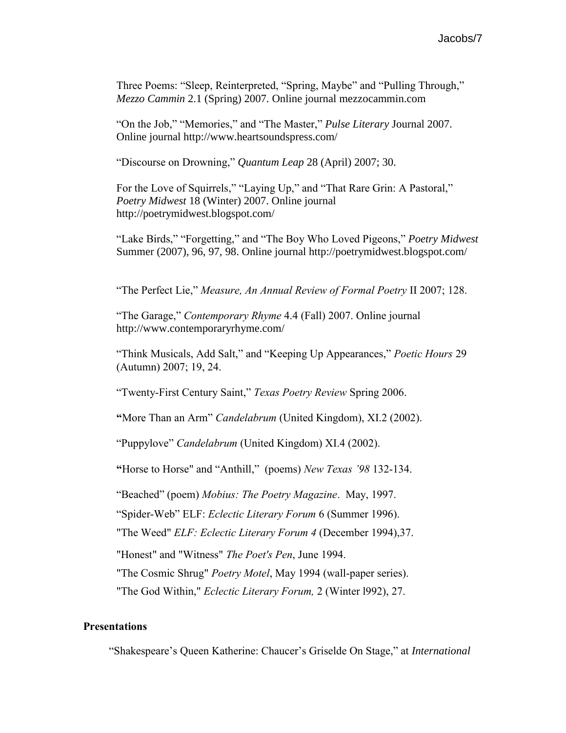Three Poems: "Sleep, Reinterpreted, "Spring, Maybe" and "Pulling Through," *Mezzo Cammin* 2.1 (Spring) 2007. Online journal mezzocammin.com

"On the Job," "Memories," and "The Master," *Pulse Literary* Journal 2007. Online journal http://www.heartsoundspress.com/

"Discourse on Drowning," *Quantum Leap* 28 (April) 2007; 30.

For the Love of Squirrels," "Laying Up," and "That Rare Grin: A Pastoral," *Poetry Midwest* 18 (Winter) 2007. Online journal http://poetrymidwest.blogspot.com/

"Lake Birds," "Forgetting," and "The Boy Who Loved Pigeons," *Poetry Midwest* Summer (2007), 96, 97, 98. Online journal http://poetrymidwest.blogspot.com/

"The Perfect Lie," *Measure, An Annual Review of Formal Poetry* II 2007; 128.

"The Garage," *Contemporary Rhyme* 4.4 (Fall) 2007. Online journal http://www.contemporaryrhyme.com/

"Think Musicals, Add Salt," and "Keeping Up Appearances," *Poetic Hours* 29 (Autumn) 2007; 19, 24.

"Twenty-First Century Saint," *Texas Poetry Review* Spring 2006.

"More Than an Arm" *Candelabrum* (United Kingdom), XI.2 (2002).

"Puppylove" *Candelabrum* (United Kingdom) XI.4 (2002).

"Horse to Horse" and "Anthill," (poems) *New Texas '98* 132-134.

"Beached" (poem) *Mobius: The Poetry Magazine*. May, 1997.

"Spider-Web" ELF: *Eclectic Literary Forum* 6 (Summer 1996).

"The Weed" *ELF: Eclectic Literary Forum 4* (December 1994),37.

"Honest" and "Witness" *The Poet's Pen*, June 1994.

"The Cosmic Shrug" *Poetry Motel*, May 1994 (wall-paper series).

"The God Within," *Eclectic Literary Forum,* 2 (Winter l992), 27.

**Presentations**

"Shakespeare's Queen Katherine: Chaucer's Griselde On Stage," at *International*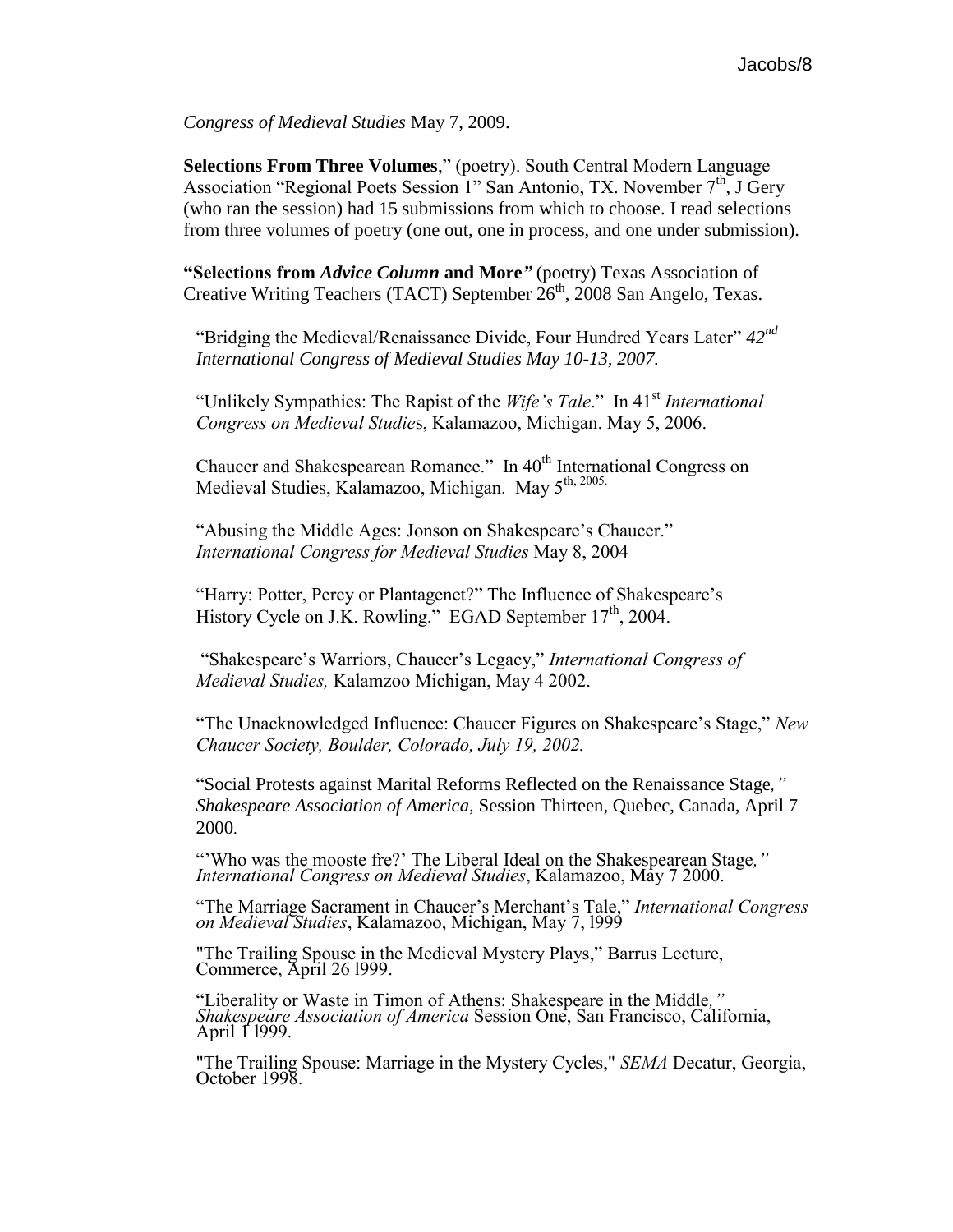*Congress of Medieval Studies* May 7, 2009.

**Selections From Three Volumes**," (poetry). South Central Modern Language Association "Regional Poets Session 1" San Antonio, TX. November 7th, J Gery (who ran the session) had 15 submissions from which to choose. I read selections from three volumes of poetry (one out, one in process, and one under submission).

**"Selections from *Advice Column* and More"** (poetry) Texas Association of Creative Writing Teachers (TACT) September 26th, 2008 San Angelo, Texas.

"Bridging the Medieval/Renaissance Divide, Four Hundred Years Later" *42nd International Congress of Medieval Studies May 10-13, 2007.*

"Unlikely Sympathies: The Rapist of the *Wife's Tale*." In 41st *International Congress on Medieval Studie*s, Kalamazoo, Michigan. May 5, 2006.

Chaucer and Shakespearean Romance." In 40th International Congress on Medieval Studies, Kalamazoo, Michigan. May 5th, 2005.

"Abusing the Middle Ages: Jonson on Shakespeare's Chaucer." *International Congress for Medieval Studies* May 8, 2004

"Harry: Potter, Percy or Plantagenet?" The Influence of Shakespeare's History Cycle on J.K. Rowling." EGAD September 17th, 2004.

"Shakespeare's Warriors, Chaucer's Legacy," *International Congress of Medieval Studies,* Kalamzoo Michigan, May 4 2002.

"The Unacknowledged Influence: Chaucer Figures on Shakespeare's Stage," *New Chaucer Society, Boulder, Colorado, July 19, 2002.*

"Social Protests against Marital Reforms Reflected on the Renaissance Stage*," Shakespeare Association of America*, Session Thirteen, Quebec, Canada, April 7 2000.

"'Who was the mooste fre?' The Liberal Ideal on the Shakespearean Stage*," International Congress on Medieval Studies*, Kalamazoo, May 7 2000.

"The Marriage Sacrament in Chaucer's Merchant's Tale," *International Congress on Medieval Studies*, Kalamazoo, Michigan, May 7, l999

"The Trailing Spouse in the Medieval Mystery Plays," Barrus Lecture, Commerce, April 26 l999.

"Liberality or Waste in Timon of Athens: Shakespeare in the Middle*," Shakespeare Association of America* Session One, San Francisco, California, April 1 l999.

"The Trailing Spouse: Marriage in the Mystery Cycles," *SEMA* Decatur, Georgia, October 1998.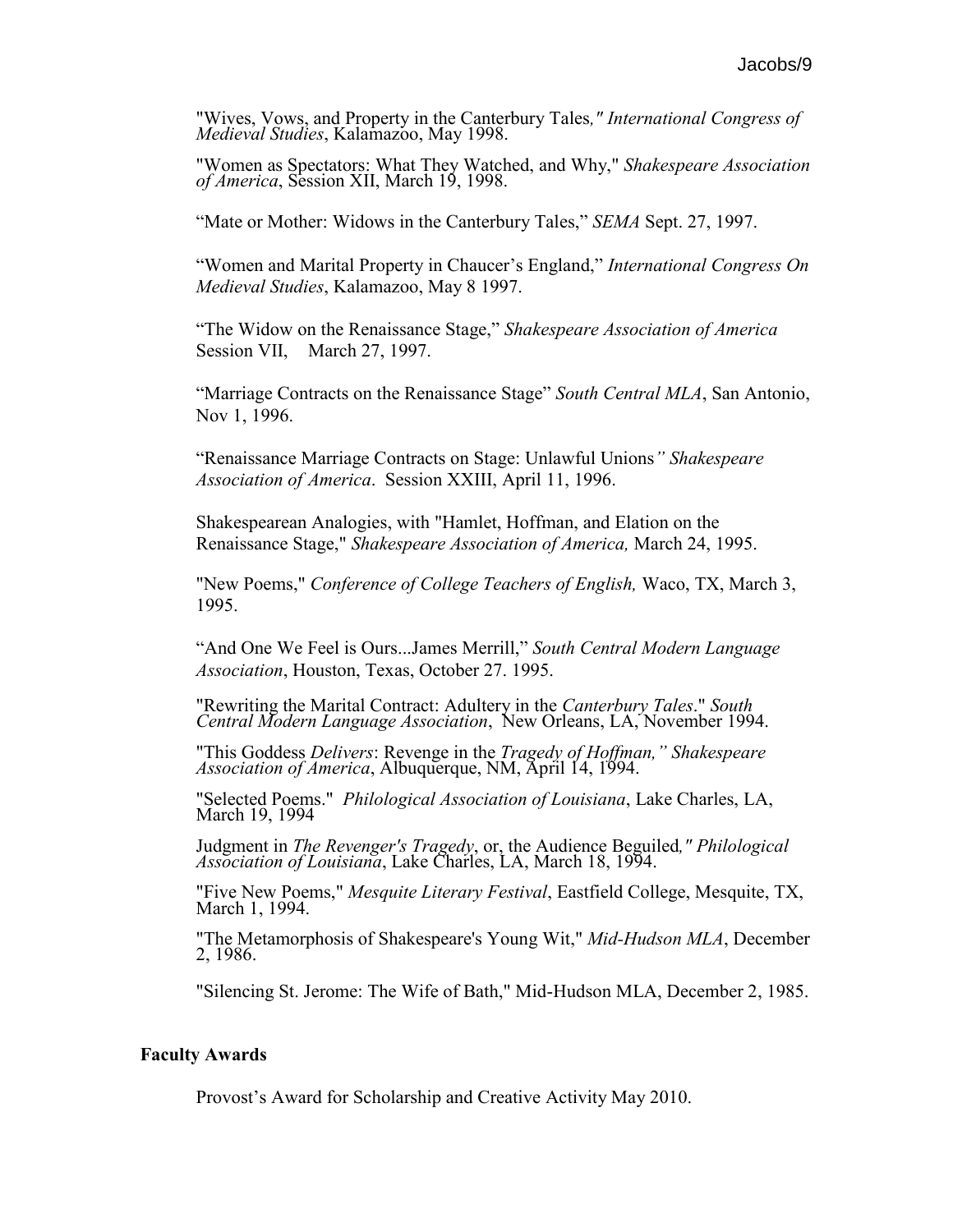"Wives, Vows, and Property in the Canterbury Tales*," International Congress of Medieval Studies*, Kalamazoo, May 1998.

"Women as Spectators: What They Watched, and Why," *Shakespeare Association of America*, Session XII, March 19, 1998.

"Mate or Mother: Widows in the Canterbury Tales," *SEMA* Sept. 27, 1997.

"Women and Marital Property in Chaucer's England," *International Congress On Medieval Studies*, Kalamazoo, May 8 1997.

"The Widow on the Renaissance Stage," *Shakespeare Association of America* Session VII, March 27, 1997.

"Marriage Contracts on the Renaissance Stage" *South Central MLA*, San Antonio, Nov 1, 1996.

"Renaissance Marriage Contracts on Stage: Unlawful Unions*" Shakespeare Association of America*. Session XXIII, April 11, 1996.

Shakespearean Analogies, with "Hamlet, Hoffman, and Elation on the Renaissance Stage," *Shakespeare Association of America,* March 24, 1995.

"New Poems," *Conference of College Teachers of English,* Waco, TX, March 3, 1995.

"And One We Feel is Ours...James Merrill," *South Central Modern Language Association*, Houston, Texas, October 27. 1995.

"Rewriting the Marital Contract: Adultery in the *Canterbury Tales*." *South Central Modern Language Association*, New Orleans, LA, November 1994.

"This Goddess *Delivers*: Revenge in the *Tragedy of Hoffman," Shakespeare Association of America*, Albuquerque, NM, April 14, 1994.

"Selected Poems." *Philological Association of Louisiana*, Lake Charles, LA, March 19, 1994

Judgment in *The Revenger's Tragedy*, or, the Audience Beguiled*," Philological Association of Louisiana*, Lake Charles, LA, March 18, 1994.

"Five New Poems," *Mesquite Literary Festival*, Eastfield College, Mesquite, TX, March 1, 1994.

"The Metamorphosis of Shakespeare's Young Wit," *Mid-Hudson MLA*, December 2, 1986.

"Silencing St. Jerome: The Wife of Bath," Mid-Hudson MLA, December 2, 1985.

**Faculty Awards**

Provost's Award for Scholarship and Creative Activity May 2010.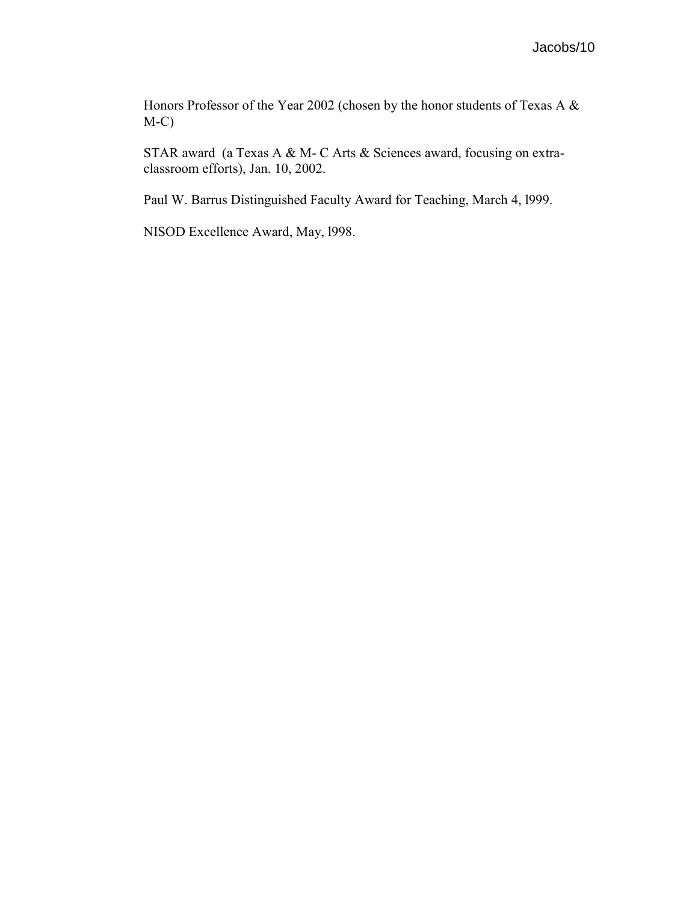Honors Professor of the Year 2002 (chosen by the honor students of Texas A & M-C)

STAR award (a Texas A & M- C Arts & Sciences award, focusing on extra-classroom efforts), Jan. 10, 2002.

Paul W. Barrus Distinguished Faculty Award for Teaching, March 4, l999.

NISOD Excellence Award, May, l998.